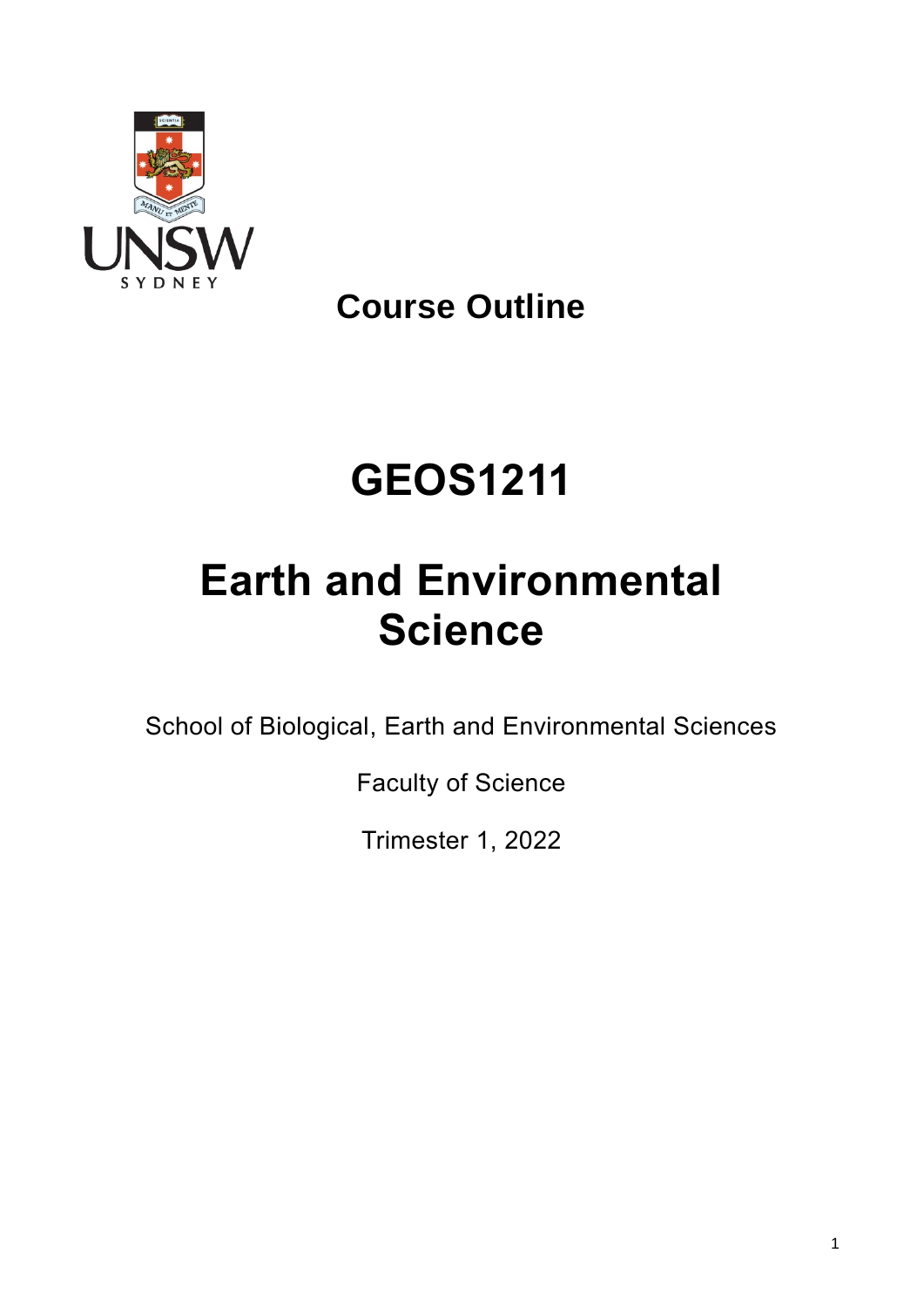**Course Outline**

# GEOS1211

# Earth and Environmental Science

School of Biological, Earth and Environmental Sciences

Faculty of Science

Trimester 1, 2022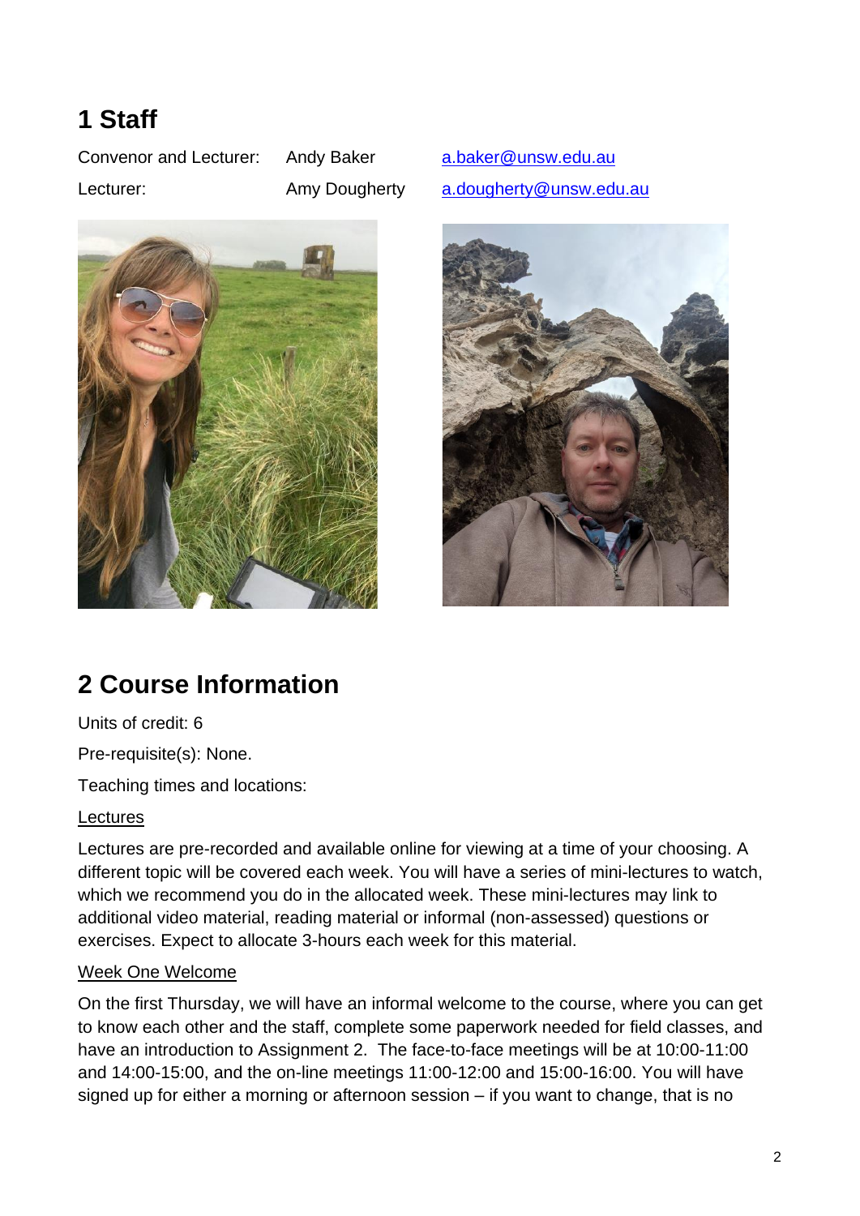# 1 Staff

| | | |
|---|---|---|
| Convenor and Lecturer: | Andy Baker | a.baker@unsw.edu.au |
| Lecturer: | Amy Dougherty | a.dougherty@unsw.edu.au |

# 2 Course Information

Units of credit: 6

Pre-requisite(s): None.

Teaching times and locations:

Lectures

Lectures are pre-recorded and available online for viewing at a time of your choosing. A different topic will be covered each week. You will have a series of mini-lectures to watch, which we recommend you do in the allocated week. These mini-lectures may link to additional video material, reading material or informal (non-assessed) questions or exercises. Expect to allocate 3-hours each week for this material.

Week One Welcome

On the first Thursday, we will have an informal welcome to the course, where you can get to know each other and the staff, complete some paperwork needed for field classes, and have an introduction to Assignment 2. The face-to-face meetings will be at 10:00-11:00 and 14:00-15:00, and the on-line meetings 11:00-12:00 and 15:00-16:00. You will have signed up for either a morning or afternoon session – if you want to change, that is no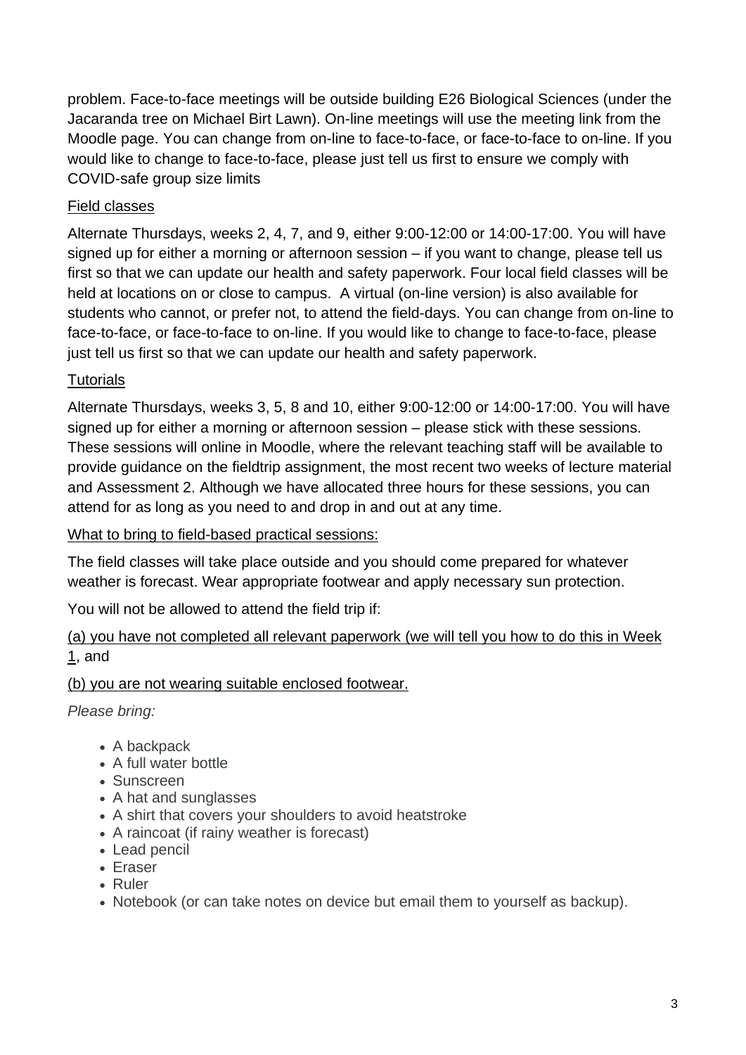problem. Face-to-face meetings will be outside building E26 Biological Sciences (under the Jacaranda tree on Michael Birt Lawn). On-line meetings will use the meeting link from the Moodle page. You can change from on-line to face-to-face, or face-to-face to on-line. If you would like to change to face-to-face, please just tell us first to ensure we comply with COVID-safe group size limits

<u>Field classes</u>

Alternate Thursdays, weeks 2, 4, 7, and 9, either 9:00-12:00 or 14:00-17:00. You will have signed up for either a morning or afternoon session – if you want to change, please tell us first so that we can update our health and safety paperwork. Four local field classes will be held at locations on or close to campus. A virtual (on-line version) is also available for students who cannot, or prefer not, to attend the field-days. You can change from on-line to face-to-face, or face-to-face to on-line. If you would like to change to face-to-face, please just tell us first so that we can update our health and safety paperwork.

<u>Tutorials</u>

Alternate Thursdays, weeks 3, 5, 8 and 10, either 9:00-12:00 or 14:00-17:00. You will have signed up for either a morning or afternoon session – please stick with these sessions. These sessions will online in Moodle, where the relevant teaching staff will be available to provide guidance on the fieldtrip assignment, the most recent two weeks of lecture material and Assessment 2. Although we have allocated three hours for these sessions, you can attend for as long as you need to and drop in and out at any time.

<u>What to bring to field-based practical sessions:</u>

The field classes will take place outside and you should come prepared for whatever weather is forecast. Wear appropriate footwear and apply necessary sun protection.

You will not be allowed to attend the field trip if:

<u>(a) you have not completed all relevant paperwork (we will tell you how to do this in Week 1</u>, and

<u>(b) you are not wearing suitable enclosed footwear.</u>

*Please bring:*

- A backpack
- A full water bottle
- Sunscreen
- A hat and sunglasses
- A shirt that covers your shoulders to avoid heatstroke
- A raincoat (if rainy weather is forecast)
- Lead pencil
- Eraser
- Ruler
- Notebook (or can take notes on device but email them to yourself as backup).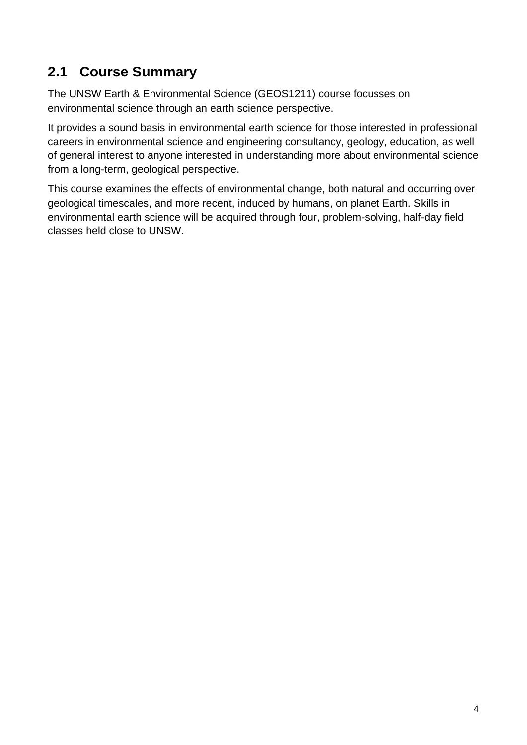## 2.1 Course Summary

The UNSW Earth & Environmental Science (GEOS1211) course focusses on environmental science through an earth science perspective.

It provides a sound basis in environmental earth science for those interested in professional careers in environmental science and engineering consultancy, geology, education, as well of general interest to anyone interested in understanding more about environmental science from a long-term, geological perspective.

This course examines the effects of environmental change, both natural and occurring over geological timescales, and more recent, induced by humans, on planet Earth. Skills in environmental earth science will be acquired through four, problem-solving, half-day field classes held close to UNSW.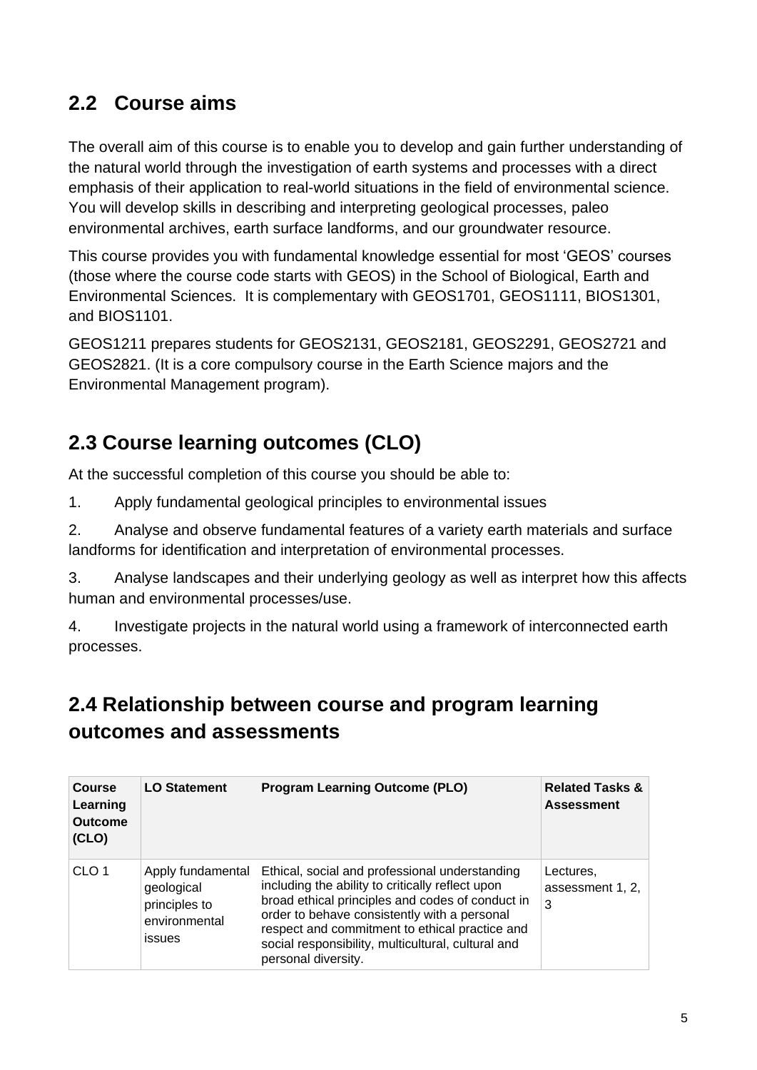## 2.2 Course aims

The overall aim of this course is to enable you to develop and gain further understanding of the natural world through the investigation of earth systems and processes with a direct emphasis of their application to real-world situations in the field of environmental science. You will develop skills in describing and interpreting geological processes, paleo environmental archives, earth surface landforms, and our groundwater resource.

This course provides you with fundamental knowledge essential for most 'GEOS' courses (those where the course code starts with GEOS) in the School of Biological, Earth and Environmental Sciences. It is complementary with GEOS1701, GEOS1111, BIOS1301, and BIOS1101.

GEOS1211 prepares students for GEOS2131, GEOS2181, GEOS2291, GEOS2721 and GEOS2821. (It is a core compulsory course in the Earth Science majors and the Environmental Management program).

## 2.3 Course learning outcomes (CLO)

At the successful completion of this course you should be able to:

1. Apply fundamental geological principles to environmental issues
2. Analyse and observe fundamental features of a variety earth materials and surface landforms for identification and interpretation of environmental processes.
3. Analyse landscapes and their underlying geology as well as interpret how this affects human and environmental processes/use.
4. Investigate projects in the natural world using a framework of interconnected earth processes.

## 2.4 Relationship between course and program learning outcomes and assessments

| Course Learning Outcome (CLO) | LO Statement | Program Learning Outcome (PLO) | Related Tasks & Assessment |
|---|---|---|---|
| CLO 1 | Apply fundamental geological principles to environmental issues | Ethical, social and professional understanding including the ability to critically reflect upon broad ethical principles and codes of conduct in order to behave consistently with a personal respect and commitment to ethical practice and social responsibility, multicultural, cultural and personal diversity. | Lectures, assessment 1, 2, 3 |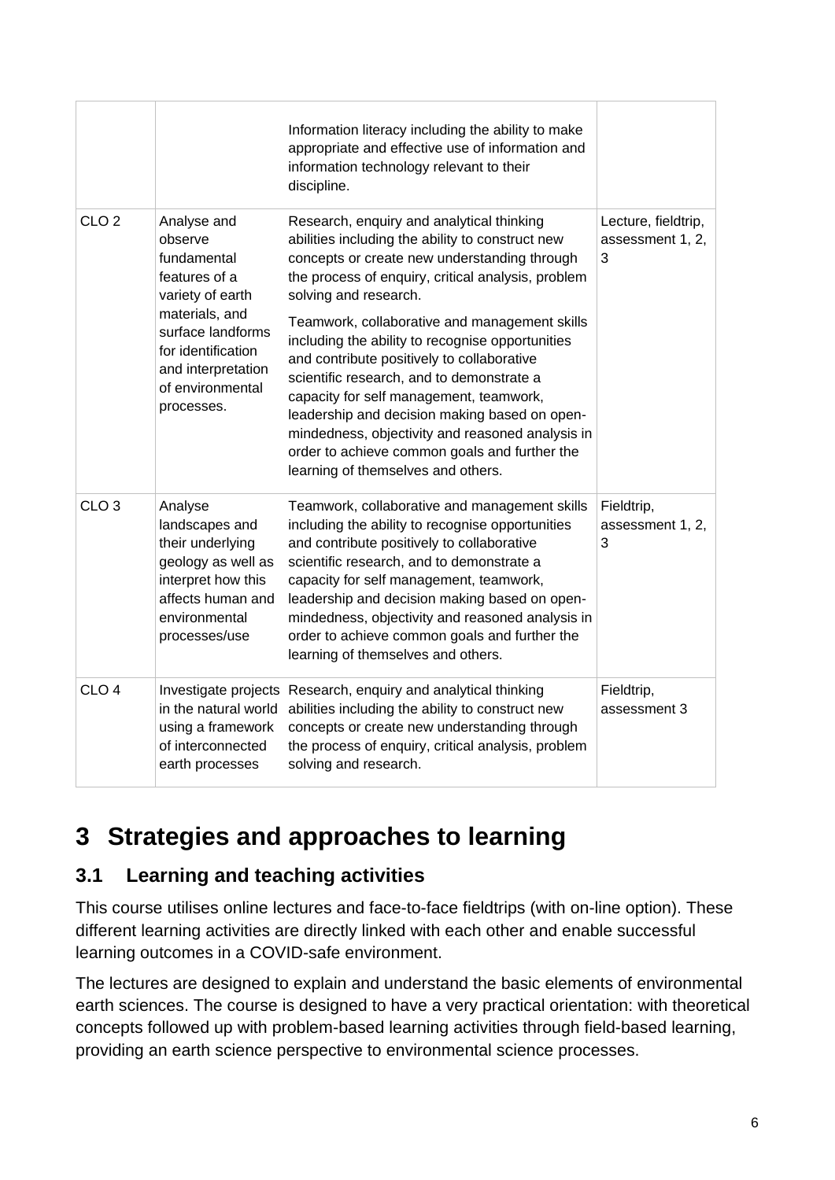| | | | |
|---|---|---|---|
| | | Information literacy including the ability to make appropriate and effective use of information and information technology relevant to their discipline. | |
| CLO 2 | Analyse and observe fundamental features of a variety of earth materials, and surface landforms for identification and interpretation of environmental processes. | Research, enquiry and analytical thinking abilities including the ability to construct new concepts or create new understanding through the process of enquiry, critical analysis, problem solving and research.<br><br>Teamwork, collaborative and management skills including the ability to recognise opportunities and contribute positively to collaborative scientific research, and to demonstrate a capacity for self management, teamwork, leadership and decision making based on open-mindedness, objectivity and reasoned analysis in order to achieve common goals and further the learning of themselves and others. | Lecture, fieldtrip, assessment 1, 2, 3 |
| CLO 3 | Analyse landscapes and their underlying geology as well as interpret how this affects human and environmental processes/use | Teamwork, collaborative and management skills including the ability to recognise opportunities and contribute positively to collaborative scientific research, and to demonstrate a capacity for self management, teamwork, leadership and decision making based on open-mindedness, objectivity and reasoned analysis in order to achieve common goals and further the learning of themselves and others. | Fieldtrip, assessment 1, 2, 3 |
| CLO 4 | Investigate projects in the natural world using a framework of interconnected earth processes | Research, enquiry and analytical thinking abilities including the ability to construct new concepts or create new understanding through the process of enquiry, critical analysis, problem solving and research. | Fieldtrip, assessment 3 |

# 3 Strategies and approaches to learning

## 3.1 Learning and teaching activities

This course utilises online lectures and face-to-face fieldtrips (with on-line option). These different learning activities are directly linked with each other and enable successful learning outcomes in a COVID-safe environment.

The lectures are designed to explain and understand the basic elements of environmental earth sciences. The course is designed to have a very practical orientation: with theoretical concepts followed up with problem-based learning activities through field-based learning, providing an earth science perspective to environmental science processes.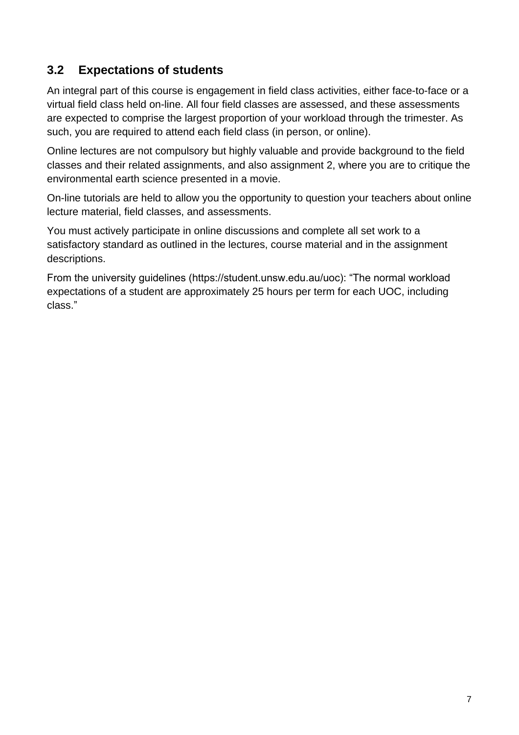## 3.2 Expectations of students

An integral part of this course is engagement in field class activities, either face-to-face or a virtual field class held on-line. All four field classes are assessed, and these assessments are expected to comprise the largest proportion of your workload through the trimester. As such, you are required to attend each field class (in person, or online).

Online lectures are not compulsory but highly valuable and provide background to the field classes and their related assignments, and also assignment 2, where you are to critique the environmental earth science presented in a movie.

On-line tutorials are held to allow you the opportunity to question your teachers about online lecture material, field classes, and assessments.

You must actively participate in online discussions and complete all set work to a satisfactory standard as outlined in the lectures, course material and in the assignment descriptions.

From the university guidelines (https://student.unsw.edu.au/uoc): "The normal workload expectations of a student are approximately 25 hours per term for each UOC, including class."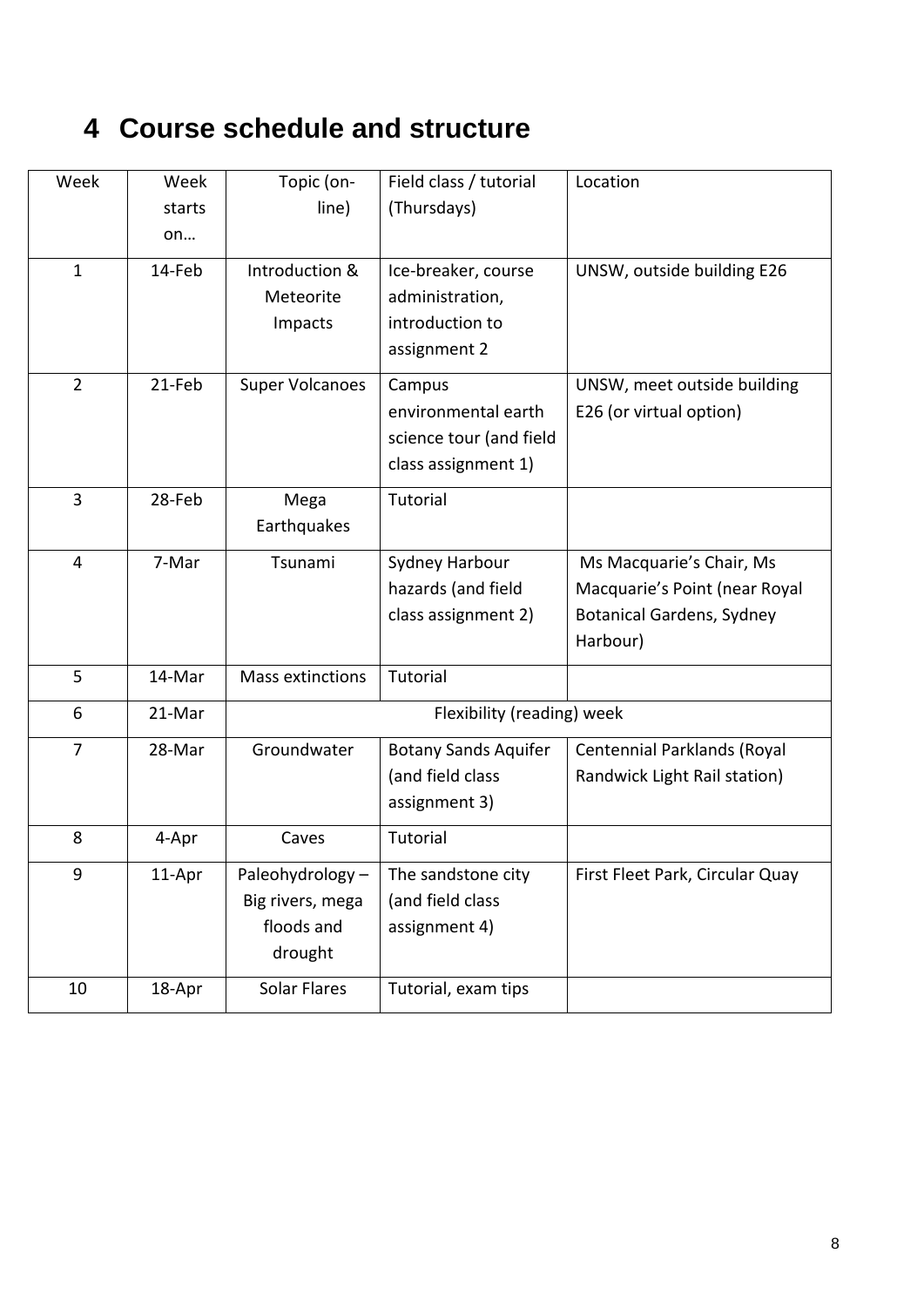# 4 Course schedule and structure

| Week | Week starts on… | Topic (on-line) | Field class / tutorial (Thursdays) | Location |
|---|---|---|---|---|
| 1 | 14-Feb | Introduction & Meteorite Impacts | Ice-breaker, course administration, introduction to assignment 2 | UNSW, outside building E26 |
| 2 | 21-Feb | Super Volcanoes | Campus environmental earth science tour (and field class assignment 1) | UNSW, meet outside building E26 (or virtual option) |
| 3 | 28-Feb | Mega Earthquakes | Tutorial | |
| 4 | 7-Mar | Tsunami | Sydney Harbour hazards (and field class assignment 2) | Ms Macquarie's Chair, Ms Macquarie's Point (near Royal Botanical Gardens, Sydney Harbour) |
| 5 | 14-Mar | Mass extinctions | Tutorial | |
| 6 | 21-Mar | Flexibility (reading) week | | |
| 7 | 28-Mar | Groundwater | Botany Sands Aquifer (and field class assignment 3) | Centennial Parklands (Royal Randwick Light Rail station) |
| 8 | 4-Apr | Caves | Tutorial | |
| 9 | 11-Apr | Paleohydrology – Big rivers, mega floods and drought | The sandstone city (and field class assignment 4) | First Fleet Park, Circular Quay |
| 10 | 18-Apr | Solar Flares | Tutorial, exam tips | |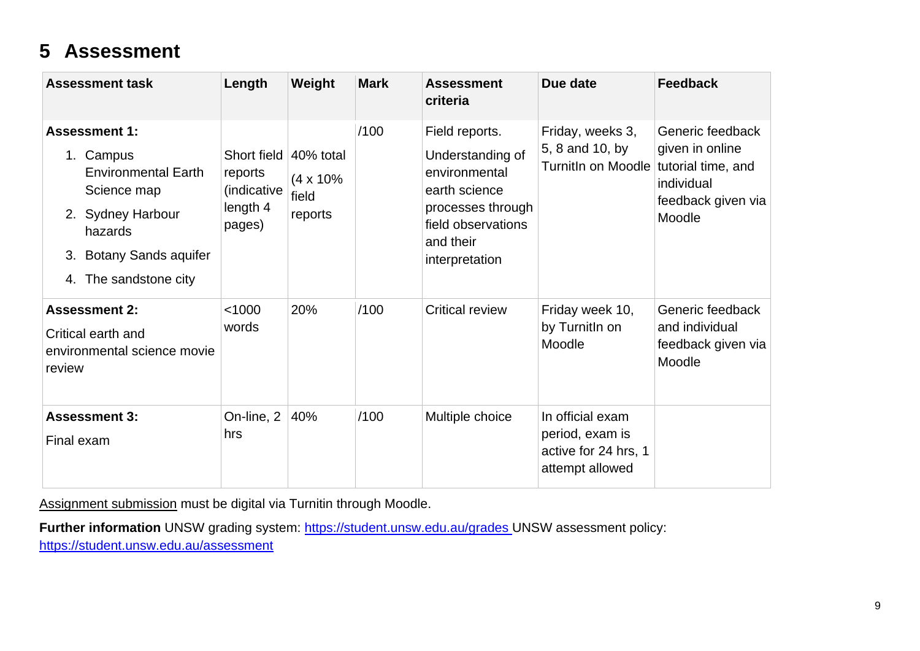# 5 Assessment

| Assessment task | Length | Weight | Mark | Assessment criteria | Due date | Feedback |
|---|---|---|---|---|---|---|
| **Assessment 1:**<br>1. Campus Environmental Earth Science map<br>2. Sydney Harbour hazards<br>3. Botany Sands aquifer<br>4. The sandstone city | Short field reports (indicative length 4 pages) | 40% total (4 x 10% field reports | /100 | Field reports.<br>Understanding of environmental earth science processes through field observations and their interpretation | Friday, weeks 3, 5, 8 and 10, by TurnitIn on Moodle | Generic feedback given in online tutorial time, and individual feedback given via Moodle |
| **Assessment 2:**<br>Critical earth and environmental science movie review | <1000 words | 20% | /100 | Critical review | Friday week 10, by TurnitIn on Moodle | Generic feedback and individual feedback given via Moodle |
| **Assessment 3:**<br>Final exam | On-line, 2 hrs | 40% | /100 | Multiple choice | In official exam period, exam is active for 24 hrs, 1 attempt allowed | |

Assignment submission must be digital via Turnitin through Moodle.

**Further information** UNSW grading system: https://student.unsw.edu.au/grades UNSW assessment policy: https://student.unsw.edu.au/assessment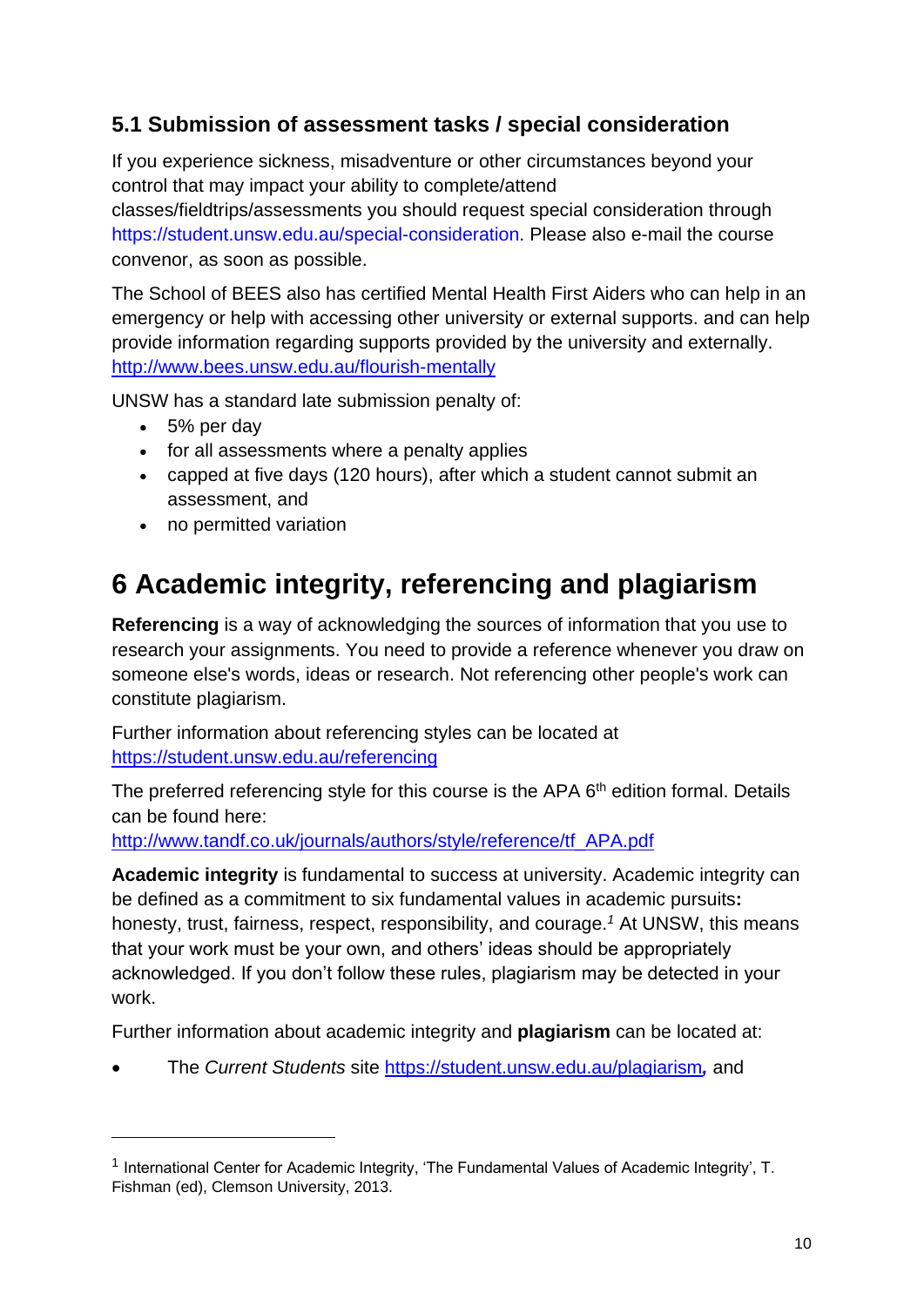## 5.1 Submission of assessment tasks / special consideration

If you experience sickness, misadventure or other circumstances beyond your control that may impact your ability to complete/attend classes/fieldtrips/assessments you should request special consideration through https://student.unsw.edu.au/special-consideration. Please also e-mail the course convenor, as soon as possible.

The School of BEES also has certified Mental Health First Aiders who can help in an emergency or help with accessing other university or external supports. and can help provide information regarding supports provided by the university and externally. http://www.bees.unsw.edu.au/flourish-mentally

UNSW has a standard late submission penalty of:

- 5% per day
- for all assessments where a penalty applies
- capped at five days (120 hours), after which a student cannot submit an assessment, and
- no permitted variation

# 6 Academic integrity, referencing and plagiarism

**Referencing** is a way of acknowledging the sources of information that you use to research your assignments. You need to provide a reference whenever you draw on someone else's words, ideas or research. Not referencing other people's work can constitute plagiarism.

Further information about referencing styles can be located at https://student.unsw.edu.au/referencing

The preferred referencing style for this course is the APA 6th edition formal. Details can be found here: http://www.tandf.co.uk/journals/authors/style/reference/tf_APA.pdf

**Academic integrity** is fundamental to success at university. Academic integrity can be defined as a commitment to six fundamental values in academic pursuits**:** honesty, trust, fairness, respect, responsibility, and courage.[1] At UNSW, this means that your work must be your own, and others' ideas should be appropriately acknowledged. If you don't follow these rules, plagiarism may be detected in your work.

Further information about academic integrity and **plagiarism** can be located at:

- The *Current Students* site https://student.unsw.edu.au/plagiarism**,** and

---

[1] International Center for Academic Integrity, 'The Fundamental Values of Academic Integrity', T. Fishman (ed), Clemson University, 2013.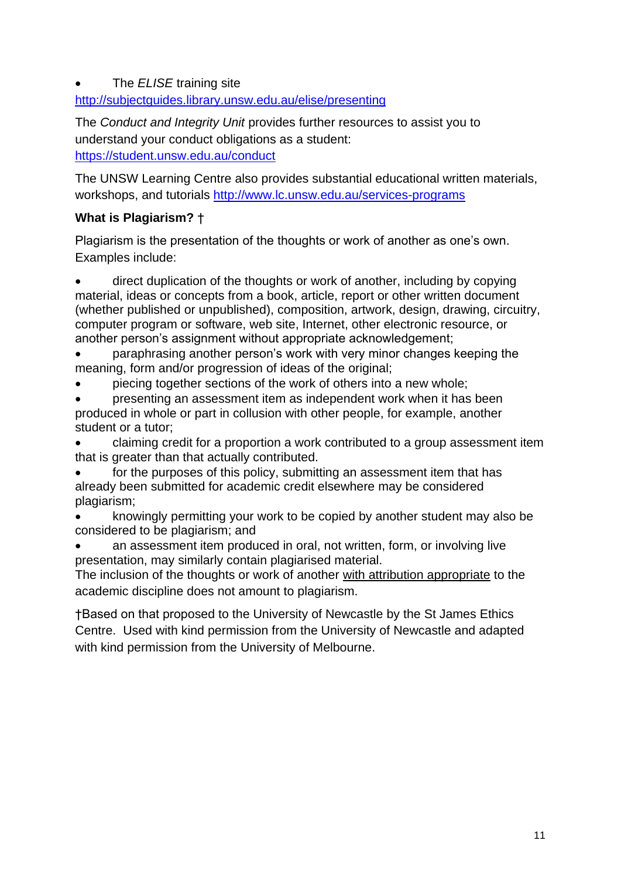- The *ELISE* training site
http://subjectguides.library.unsw.edu.au/elise/presenting

The *Conduct and Integrity Unit* provides further resources to assist you to understand your conduct obligations as a student: https://student.unsw.edu.au/conduct

The UNSW Learning Centre also provides substantial educational written materials, workshops, and tutorials http://www.lc.unsw.edu.au/services-programs

**What is Plagiarism? †**

Plagiarism is the presentation of the thoughts or work of another as one's own. Examples include:

- direct duplication of the thoughts or work of another, including by copying material, ideas or concepts from a book, article, report or other written document (whether published or unpublished), composition, artwork, design, drawing, circuitry, computer program or software, web site, Internet, other electronic resource, or another person's assignment without appropriate acknowledgement;
- paraphrasing another person's work with very minor changes keeping the meaning, form and/or progression of ideas of the original;
- piecing together sections of the work of others into a new whole;
- presenting an assessment item as independent work when it has been produced in whole or part in collusion with other people, for example, another student or a tutor;
- claiming credit for a proportion a work contributed to a group assessment item that is greater than that actually contributed.
- for the purposes of this policy, submitting an assessment item that has already been submitted for academic credit elsewhere may be considered plagiarism;
- knowingly permitting your work to be copied by another student may also be considered to be plagiarism; and
- an assessment item produced in oral, not written, form, or involving live presentation, may similarly contain plagiarised material.

The inclusion of the thoughts or work of another <u>with attribution appropriate</u> to the academic discipline does not amount to plagiarism.

†Based on that proposed to the University of Newcastle by the St James Ethics Centre. Used with kind permission from the University of Newcastle and adapted with kind permission from the University of Melbourne.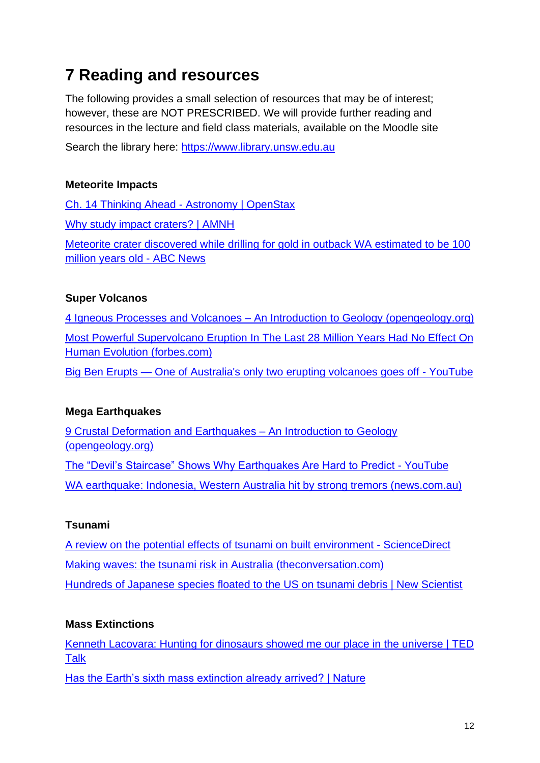# 7 Reading and resources

The following provides a small selection of resources that may be of interest; however, these are NOT PRESCRIBED. We will provide further reading and resources in the lecture and field class materials, available on the Moodle site

Search the library here: https://www.library.unsw.edu.au

**Meteorite Impacts**

Ch. 14 Thinking Ahead - Astronomy | OpenStax

Why study impact craters? | AMNH

Meteorite crater discovered while drilling for gold in outback WA estimated to be 100 million years old - ABC News

**Super Volcanos**

4 Igneous Processes and Volcanoes – An Introduction to Geology (opengeology.org)

Most Powerful Supervolcano Eruption In The Last 28 Million Years Had No Effect On Human Evolution (forbes.com)

Big Ben Erupts — One of Australia's only two erupting volcanoes goes off - YouTube

**Mega Earthquakes**

9 Crustal Deformation and Earthquakes – An Introduction to Geology (opengeology.org)

The "Devil's Staircase" Shows Why Earthquakes Are Hard to Predict - YouTube

WA earthquake: Indonesia, Western Australia hit by strong tremors (news.com.au)

**Tsunami**

A review on the potential effects of tsunami on built environment - ScienceDirect

Making waves: the tsunami risk in Australia (theconversation.com)

Hundreds of Japanese species floated to the US on tsunami debris | New Scientist

**Mass Extinctions**

Kenneth Lacovara: Hunting for dinosaurs showed me our place in the universe | TED Talk

Has the Earth's sixth mass extinction already arrived? | Nature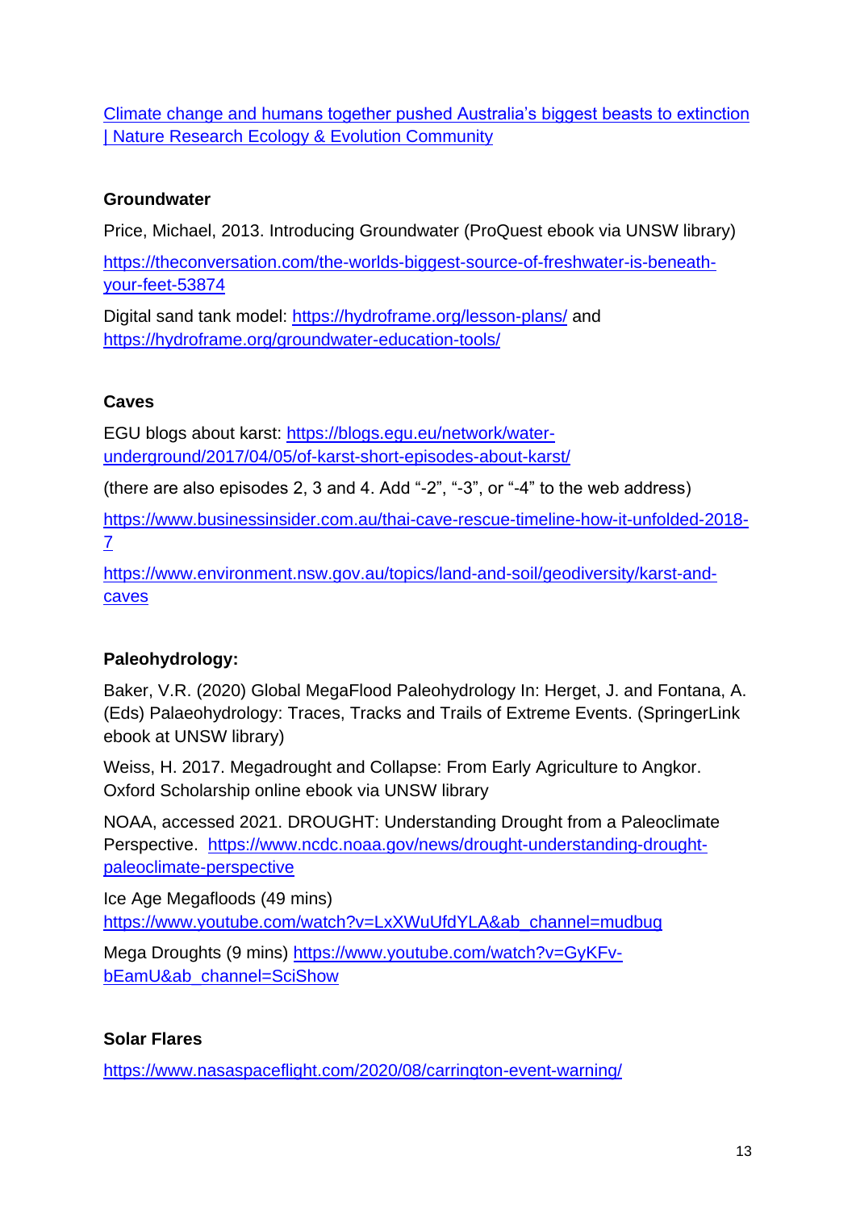[Climate change and humans together pushed Australia's biggest beasts to extinction | Nature Research Ecology & Evolution Community]

**Groundwater**

Price, Michael, 2013. Introducing Groundwater (ProQuest ebook via UNSW library)

https://theconversation.com/the-worlds-biggest-source-of-freshwater-is-beneath-your-feet-53874

Digital sand tank model: https://hydroframe.org/lesson-plans/ and https://hydroframe.org/groundwater-education-tools/

**Caves**

EGU blogs about karst: https://blogs.egu.eu/network/water-underground/2017/04/05/of-karst-short-episodes-about-karst/

(there are also episodes 2, 3 and 4. Add "-2", "-3", or "-4" to the web address)

https://www.businessinsider.com.au/thai-cave-rescue-timeline-how-it-unfolded-2018-7

https://www.environment.nsw.gov.au/topics/land-and-soil/geodiversity/karst-and-caves

**Paleohydrology:**

Baker, V.R. (2020) Global MegaFlood Paleohydrology In: Herget, J. and Fontana, A. (Eds) Palaeohydrology: Traces, Tracks and Trails of Extreme Events. (SpringerLink ebook at UNSW library)

Weiss, H. 2017. Megadrought and Collapse: From Early Agriculture to Angkor. Oxford Scholarship online ebook via UNSW library

NOAA, accessed 2021. DROUGHT: Understanding Drought from a Paleoclimate Perspective. https://www.ncdc.noaa.gov/news/drought-understanding-drought-paleoclimate-perspective

Ice Age Megafloods (49 mins) https://www.youtube.com/watch?v=LxXWuUfdYLA&ab_channel=mudbug

Mega Droughts (9 mins) https://www.youtube.com/watch?v=GyKFv-bEamU&ab_channel=SciShow

**Solar Flares**

https://www.nasaspaceflight.com/2020/08/carrington-event-warning/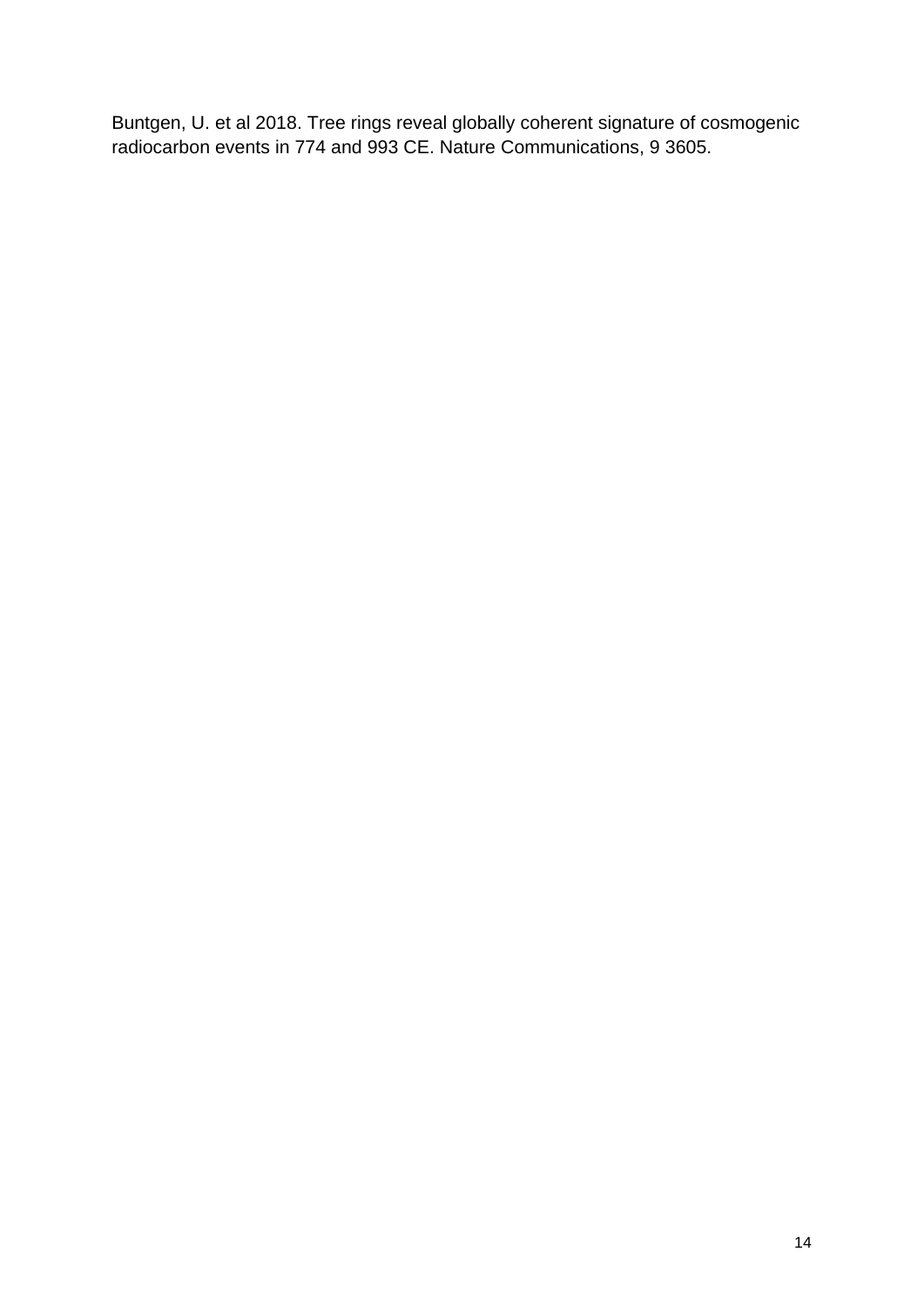Buntgen, U. et al 2018. Tree rings reveal globally coherent signature of cosmogenic radiocarbon events in 774 and 993 CE. Nature Communications, 9 3605.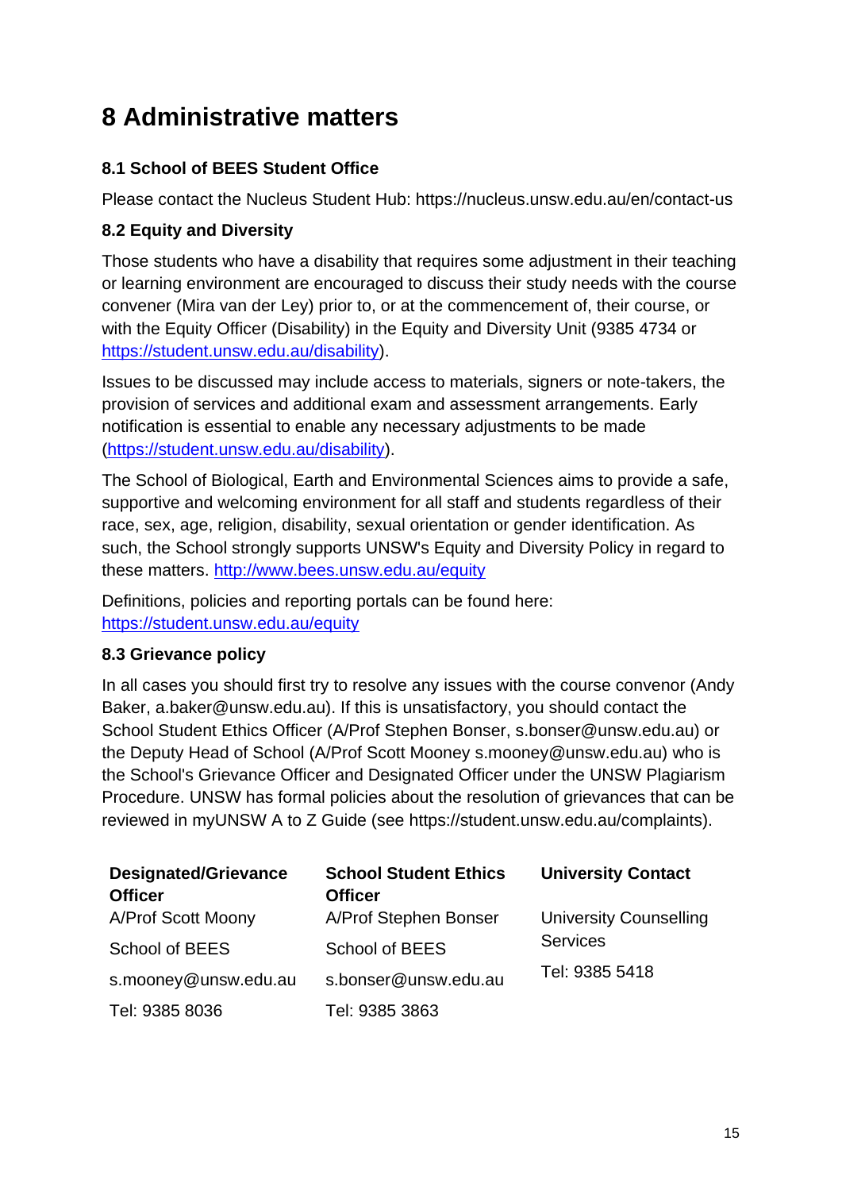# 8 Administrative matters

### 8.1 School of BEES Student Office

Please contact the Nucleus Student Hub: https://nucleus.unsw.edu.au/en/contact-us

### 8.2 Equity and Diversity

Those students who have a disability that requires some adjustment in their teaching or learning environment are encouraged to discuss their study needs with the course convener (Mira van der Ley) prior to, or at the commencement of, their course, or with the Equity Officer (Disability) in the Equity and Diversity Unit (9385 4734 or https://student.unsw.edu.au/disability).

Issues to be discussed may include access to materials, signers or note-takers, the provision of services and additional exam and assessment arrangements. Early notification is essential to enable any necessary adjustments to be made (https://student.unsw.edu.au/disability).

The School of Biological, Earth and Environmental Sciences aims to provide a safe, supportive and welcoming environment for all staff and students regardless of their race, sex, age, religion, disability, sexual orientation or gender identification. As such, the School strongly supports UNSW's Equity and Diversity Policy in regard to these matters. http://www.bees.unsw.edu.au/equity

Definitions, policies and reporting portals can be found here: https://student.unsw.edu.au/equity

### 8.3 Grievance policy

In all cases you should first try to resolve any issues with the course convenor (Andy Baker, a.baker@unsw.edu.au). If this is unsatisfactory, you should contact the School Student Ethics Officer (A/Prof Stephen Bonser, s.bonser@unsw.edu.au) or the Deputy Head of School (A/Prof Scott Mooney s.mooney@unsw.edu.au) who is the School's Grievance Officer and Designated Officer under the UNSW Plagiarism Procedure. UNSW has formal policies about the resolution of grievances that can be reviewed in myUNSW A to Z Guide (see https://student.unsw.edu.au/complaints).

| **Designated/Grievance Officer** | **School Student Ethics Officer** | **University Contact** |
|---|---|---|
| A/Prof Scott Moony | A/Prof Stephen Bonser | University Counselling Services |
| School of BEES | School of BEES | Tel: 9385 5418 |
| s.mooney@unsw.edu.au | s.bonser@unsw.edu.au | |
| Tel: 9385 8036 | Tel: 9385 3863 | |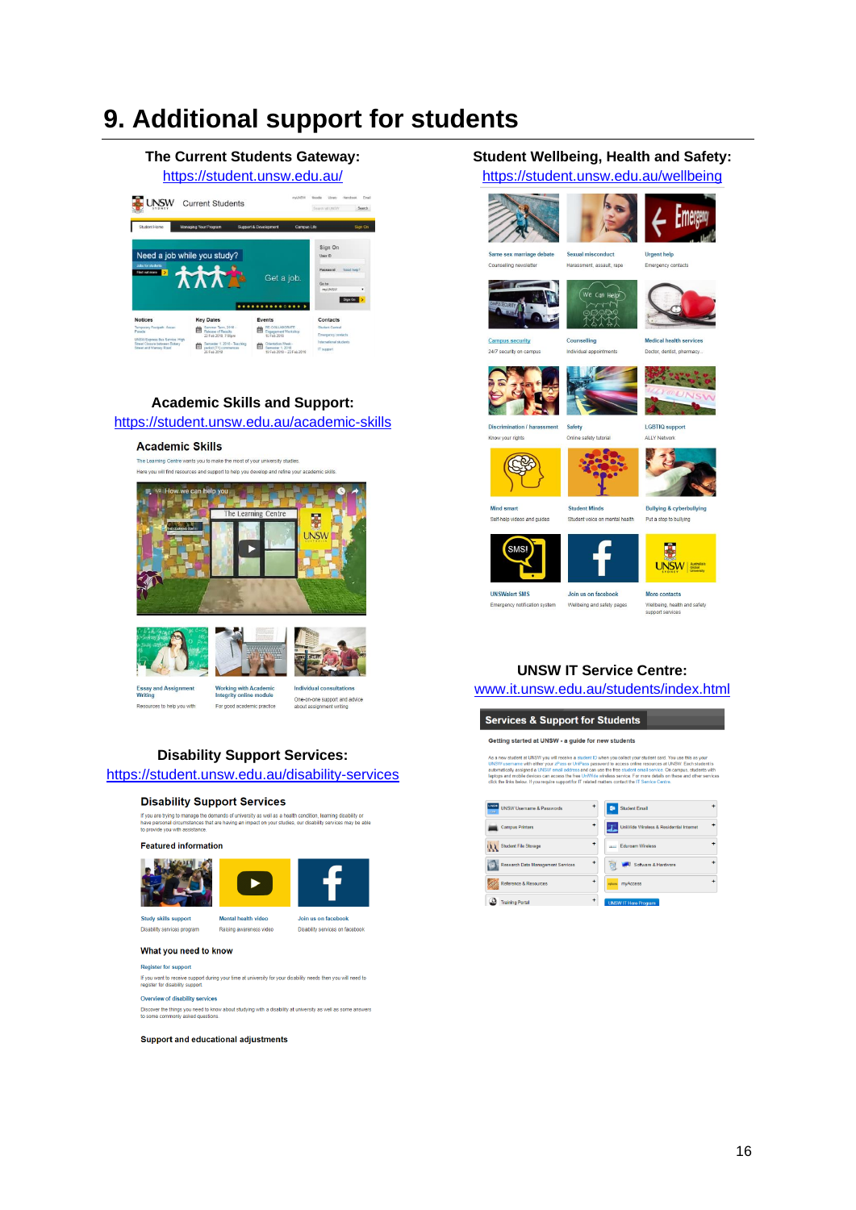# 9. Additional support for students

**The Current Students Gateway:**
https://student.unsw.edu.au/

**Academic Skills and Support:**
https://student.unsw.edu.au/academic-skills

**Disability Support Services:**
https://student.unsw.edu.au/disability-services

**Student Wellbeing, Health and Safety:**
https://student.unsw.edu.au/wellbeing

**UNSW IT Service Centre:**
www.it.unsw.edu.au/students/index.html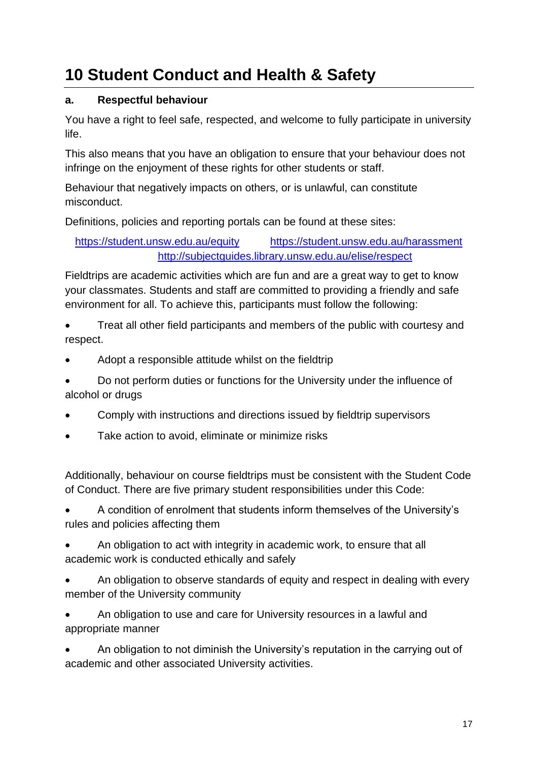# 10 Student Conduct and Health & Safety

**a. Respectful behaviour**

You have a right to feel safe, respected, and welcome to fully participate in university life.

This also means that you have an obligation to ensure that your behaviour does not infringe on the enjoyment of these rights for other students or staff.

Behaviour that negatively impacts on others, or is unlawful, can constitute misconduct.

Definitions, policies and reporting portals can be found at these sites:

https://student.unsw.edu.au/equity https://student.unsw.edu.au/harassment http://subjectguides.library.unsw.edu.au/elise/respect

Fieldtrips are academic activities which are fun and are a great way to get to know your classmates. Students and staff are committed to providing a friendly and safe environment for all. To achieve this, participants must follow the following:

- Treat all other field participants and members of the public with courtesy and respect.
- Adopt a responsible attitude whilst on the fieldtrip
- Do not perform duties or functions for the University under the influence of alcohol or drugs
- Comply with instructions and directions issued by fieldtrip supervisors
- Take action to avoid, eliminate or minimize risks

Additionally, behaviour on course fieldtrips must be consistent with the Student Code of Conduct. There are five primary student responsibilities under this Code:

- A condition of enrolment that students inform themselves of the University's rules and policies affecting them
- An obligation to act with integrity in academic work, to ensure that all academic work is conducted ethically and safely
- An obligation to observe standards of equity and respect in dealing with every member of the University community
- An obligation to use and care for University resources in a lawful and appropriate manner
- An obligation to not diminish the University's reputation in the carrying out of academic and other associated University activities.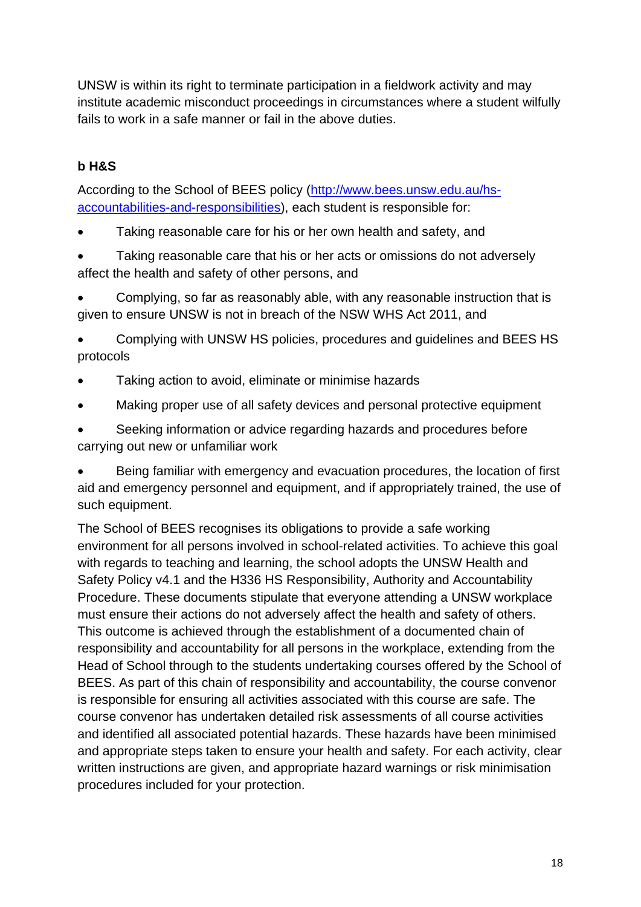UNSW is within its right to terminate participation in a fieldwork activity and may institute academic misconduct proceedings in circumstances where a student wilfully fails to work in a safe manner or fail in the above duties.

**b H&S**

According to the School of BEES policy ([http://www.bees.unsw.edu.au/hs-accountabilities-and-responsibilities](http://www.bees.unsw.edu.au/hs-accountabilities-and-responsibilities)), each student is responsible for:

- Taking reasonable care for his or her own health and safety, and
- Taking reasonable care that his or her acts or omissions do not adversely affect the health and safety of other persons, and
- Complying, so far as reasonably able, with any reasonable instruction that is given to ensure UNSW is not in breach of the NSW WHS Act 2011, and
- Complying with UNSW HS policies, procedures and guidelines and BEES HS protocols
- Taking action to avoid, eliminate or minimise hazards
- Making proper use of all safety devices and personal protective equipment
- Seeking information or advice regarding hazards and procedures before carrying out new or unfamiliar work
- Being familiar with emergency and evacuation procedures, the location of first aid and emergency personnel and equipment, and if appropriately trained, the use of such equipment.

The School of BEES recognises its obligations to provide a safe working environment for all persons involved in school-related activities. To achieve this goal with regards to teaching and learning, the school adopts the UNSW Health and Safety Policy v4.1 and the H336 HS Responsibility, Authority and Accountability Procedure. These documents stipulate that everyone attending a UNSW workplace must ensure their actions do not adversely affect the health and safety of others. This outcome is achieved through the establishment of a documented chain of responsibility and accountability for all persons in the workplace, extending from the Head of School through to the students undertaking courses offered by the School of BEES. As part of this chain of responsibility and accountability, the course convenor is responsible for ensuring all activities associated with this course are safe. The course convenor has undertaken detailed risk assessments of all course activities and identified all associated potential hazards. These hazards have been minimised and appropriate steps taken to ensure your health and safety. For each activity, clear written instructions are given, and appropriate hazard warnings or risk minimisation procedures included for your protection.